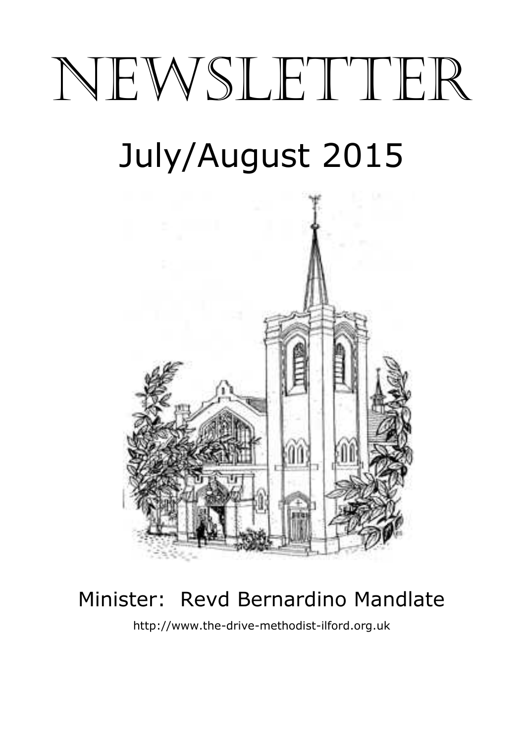# NEWSLETTER

## July/August 2015

Minister: Revd Bernardino Mandlate

http://www.the-drive-methodist-ilford.org.uk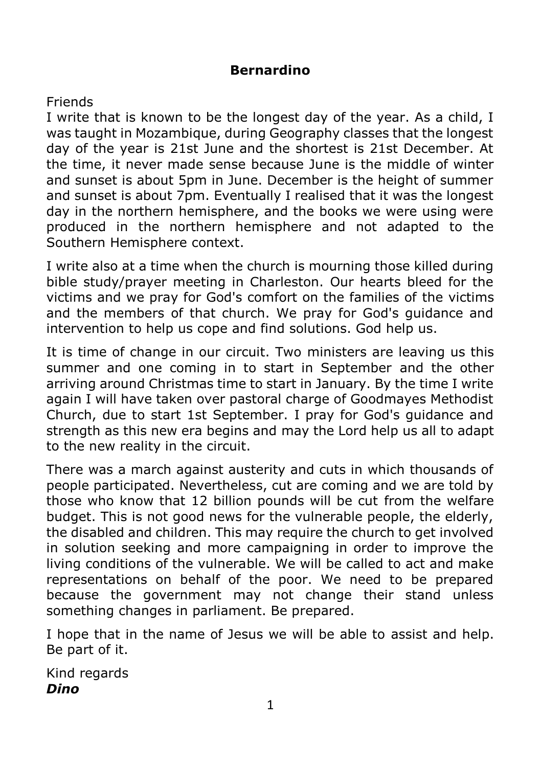**Bernardino**

Friends
I write that is known to be the longest day of the year. As a child, I was taught in Mozambique, during Geography classes that the longest day of the year is 21st June and the shortest is 21st December. At the time, it never made sense because June is the middle of winter and sunset is about 5pm in June. December is the height of summer and sunset is about 7pm. Eventually I realised that it was the longest day in the northern hemisphere, and the books we were using were produced in the northern hemisphere and not adapted to the Southern Hemisphere context.

I write also at a time when the church is mourning those killed during bible study/prayer meeting in Charleston. Our hearts bleed for the victims and we pray for God's comfort on the families of the victims and the members of that church. We pray for God's guidance and intervention to help us cope and find solutions. God help us.

It is time of change in our circuit. Two ministers are leaving us this summer and one coming in to start in September and the other arriving around Christmas time to start in January. By the time I write again I will have taken over pastoral charge of Goodmayes Methodist Church, due to start 1st September. I pray for God's guidance and strength as this new era begins and may the Lord help us all to adapt to the new reality in the circuit.

There was a march against austerity and cuts in which thousands of people participated. Nevertheless, cut are coming and we are told by those who know that 12 billion pounds will be cut from the welfare budget. This is not good news for the vulnerable people, the elderly, the disabled and children. This may require the church to get involved in solution seeking and more campaigning in order to improve the living conditions of the vulnerable. We will be called to act and make representations on behalf of the poor. We need to be prepared because the government may not change their stand unless something changes in parliament. Be prepared.

I hope that in the name of Jesus we will be able to assist and help. Be part of it.

Kind regards
***Dino***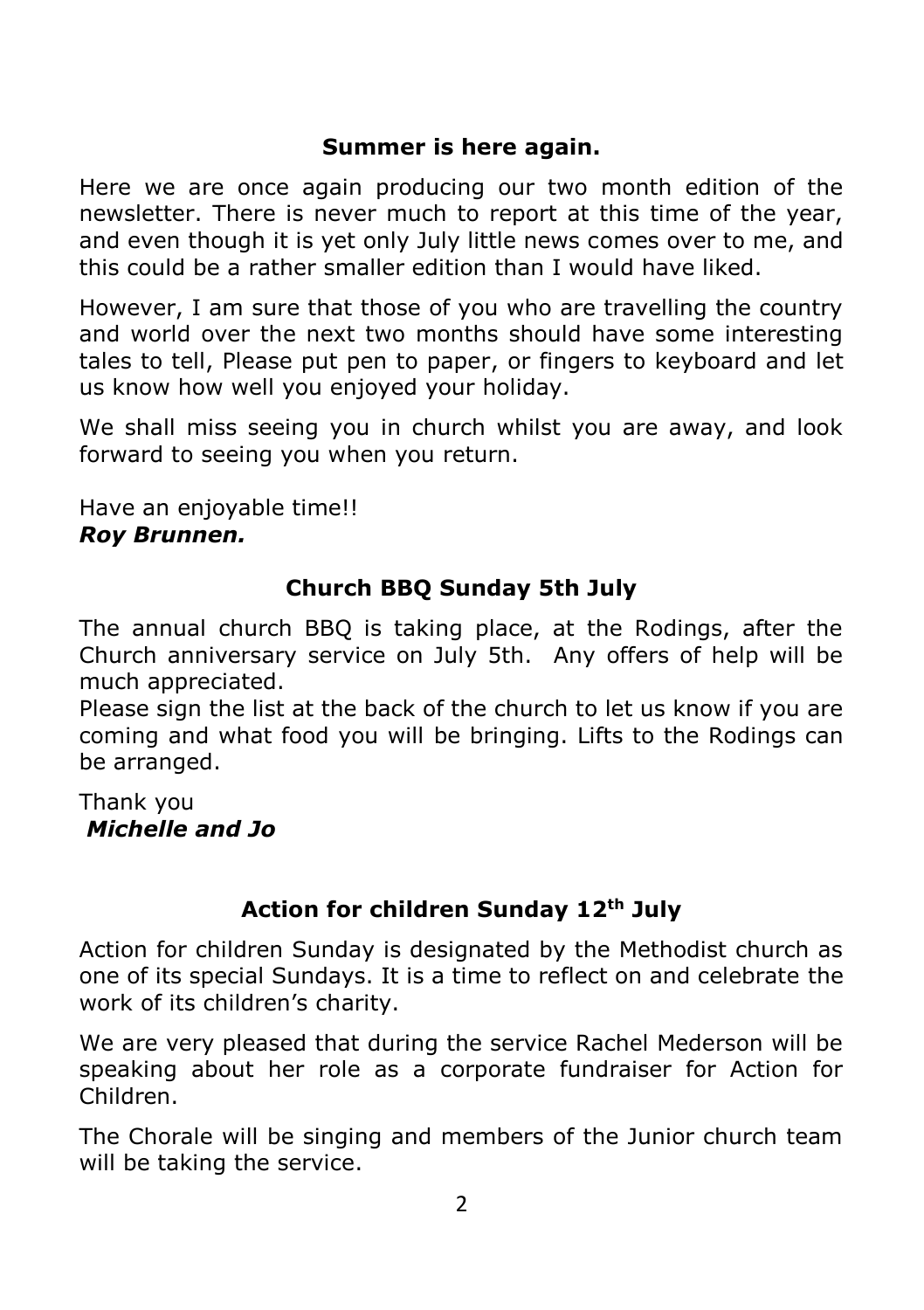## Summer is here again.

Here we are once again producing our two month edition of the newsletter. There is never much to report at this time of the year, and even though it is yet only July little news comes over to me, and this could be a rather smaller edition than I would have liked.

However, I am sure that those of you who are travelling the country and world over the next two months should have some interesting tales to tell, Please put pen to paper, or fingers to keyboard and let us know how well you enjoyed your holiday.

We shall miss seeing you in church whilst you are away, and look forward to seeing you when you return.

Have an enjoyable time!!
***Roy Brunnen.***

## Church BBQ Sunday 5th July

The annual church BBQ is taking place, at the Rodings, after the Church anniversary service on July 5th. Any offers of help will be much appreciated.
Please sign the list at the back of the church to let us know if you are coming and what food you will be bringing. Lifts to the Rodings can be arranged.

Thank you
***Michelle and Jo***

## Action for children Sunday 12th July

Action for children Sunday is designated by the Methodist church as one of its special Sundays. It is a time to reflect on and celebrate the work of its children's charity.

We are very pleased that during the service Rachel Mederson will be speaking about her role as a corporate fundraiser for Action for Children.

The Chorale will be singing and members of the Junior church team will be taking the service.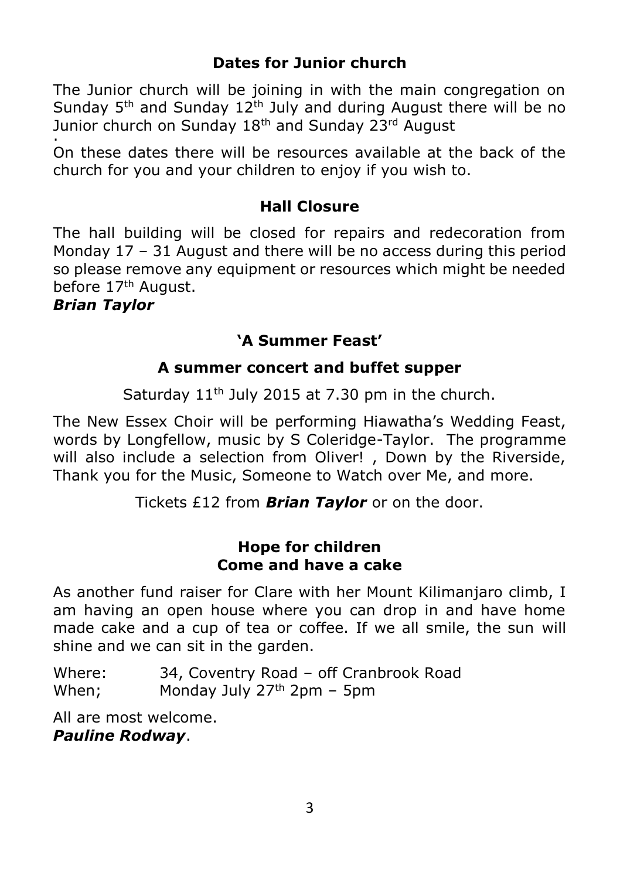## Dates for Junior church

The Junior church will be joining in with the main congregation on Sunday 5th and Sunday 12th July and during August there will be no Junior church on Sunday 18th and Sunday 23rd August

.

On these dates there will be resources available at the back of the church for you and your children to enjoy if you wish to.

## Hall Closure

The hall building will be closed for repairs and redecoration from Monday 17 – 31 August and there will be no access during this period so please remove any equipment or resources which might be needed before 17th August.

***Brian Taylor***

## 'A Summer Feast'

### A summer concert and buffet supper

Saturday 11th July 2015 at 7.30 pm in the church.

The New Essex Choir will be performing Hiawatha's Wedding Feast, words by Longfellow, music by S Coleridge-Taylor. The programme will also include a selection from Oliver! , Down by the Riverside, Thank you for the Music, Someone to Watch over Me, and more.

Tickets £12 from ***Brian Taylor*** or on the door.

## Hope for children
## Come and have a cake

As another fund raiser for Clare with her Mount Kilimanjaro climb, I am having an open house where you can drop in and have home made cake and a cup of tea or coffee. If we all smile, the sun will shine and we can sit in the garden.

Where: 34, Coventry Road – off Cranbrook Road
When; Monday July 27th 2pm – 5pm

All are most welcome.

***Pauline Rodway***.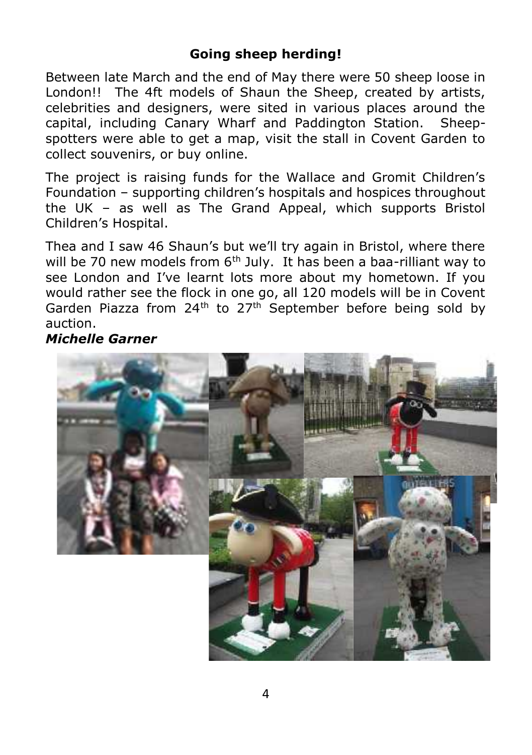## Going sheep herding!

Between late March and the end of May there were 50 sheep loose in London!! The 4ft models of Shaun the Sheep, created by artists, celebrities and designers, were sited in various places around the capital, including Canary Wharf and Paddington Station. Sheep-spotters were able to get a map, visit the stall in Covent Garden to collect souvenirs, or buy online.

The project is raising funds for the Wallace and Gromit Children's Foundation – supporting children's hospitals and hospices throughout the UK – as well as The Grand Appeal, which supports Bristol Children's Hospital.

Thea and I saw 46 Shaun's but we'll try again in Bristol, where there will be 70 new models from 6th July. It has been a baa-rilliant way to see London and I've learnt lots more about my hometown. If you would rather see the flock in one go, all 120 models will be in Covent Garden Piazza from 24th to 27th September before being sold by auction.

***Michelle Garner***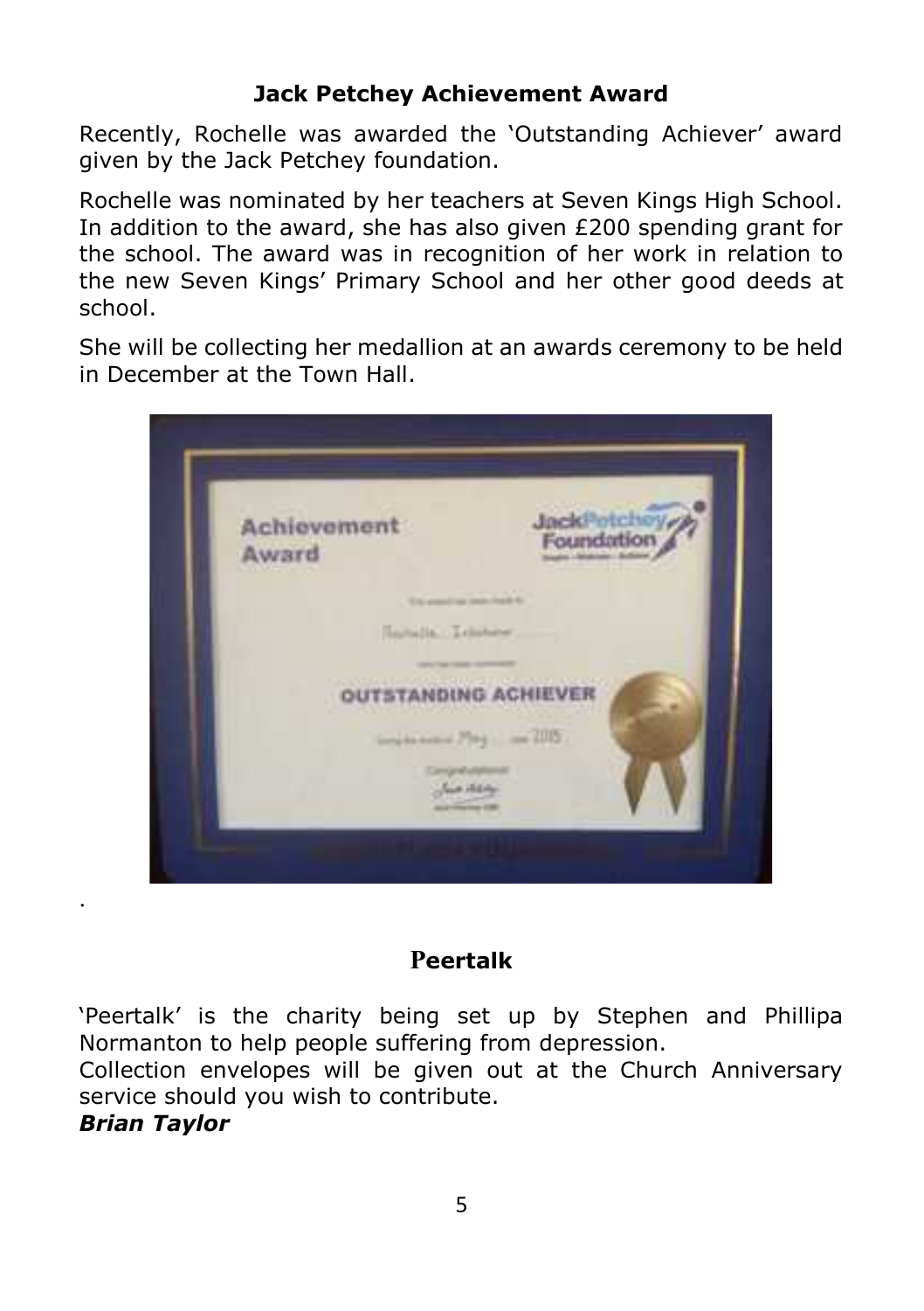## Jack Petchey Achievement Award

Recently, Rochelle was awarded the 'Outstanding Achiever' award given by the Jack Petchey foundation.

Rochelle was nominated by her teachers at Seven Kings High School. In addition to the award, she has also given £200 spending grant for the school. The award was in recognition of her work in relation to the new Seven Kings' Primary School and her other good deeds at school.

She will be collecting her medallion at an awards ceremony to be held in December at the Town Hall.

.

## Peertalk

'Peertalk' is the charity being set up by Stephen and Phillipa Normanton to help people suffering from depression.
Collection envelopes will be given out at the Church Anniversary service should you wish to contribute.
***Brian Taylor***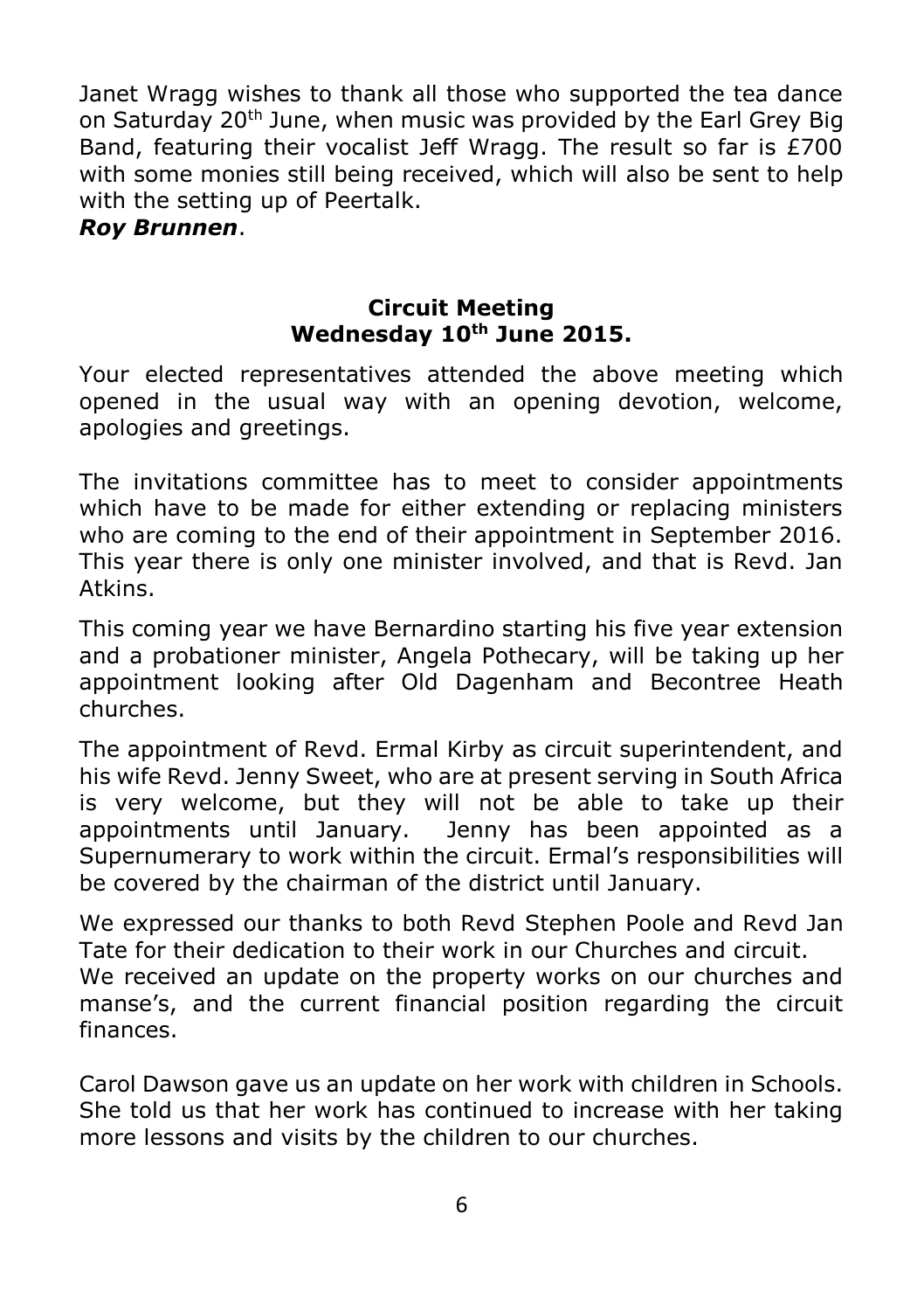Janet Wragg wishes to thank all those who supported the tea dance on Saturday 20th June, when music was provided by the Earl Grey Big Band, featuring their vocalist Jeff Wragg. The result so far is £700 with some monies still being received, which will also be sent to help with the setting up of Peertalk.

***Roy Brunnen***.

## Circuit Meeting
## Wednesday 10th June 2015.

Your elected representatives attended the above meeting which opened in the usual way with an opening devotion, welcome, apologies and greetings.

The invitations committee has to meet to consider appointments which have to be made for either extending or replacing ministers who are coming to the end of their appointment in September 2016. This year there is only one minister involved, and that is Revd. Jan Atkins.

This coming year we have Bernardino starting his five year extension and a probationer minister, Angela Pothecary, will be taking up her appointment looking after Old Dagenham and Becontree Heath churches.

The appointment of Revd. Ermal Kirby as circuit superintendent, and his wife Revd. Jenny Sweet, who are at present serving in South Africa is very welcome, but they will not be able to take up their appointments until January. Jenny has been appointed as a Supernumerary to work within the circuit. Ermal's responsibilities will be covered by the chairman of the district until January.

We expressed our thanks to both Revd Stephen Poole and Revd Jan Tate for their dedication to their work in our Churches and circuit.
We received an update on the property works on our churches and manse's, and the current financial position regarding the circuit finances.

Carol Dawson gave us an update on her work with children in Schools. She told us that her work has continued to increase with her taking more lessons and visits by the children to our churches.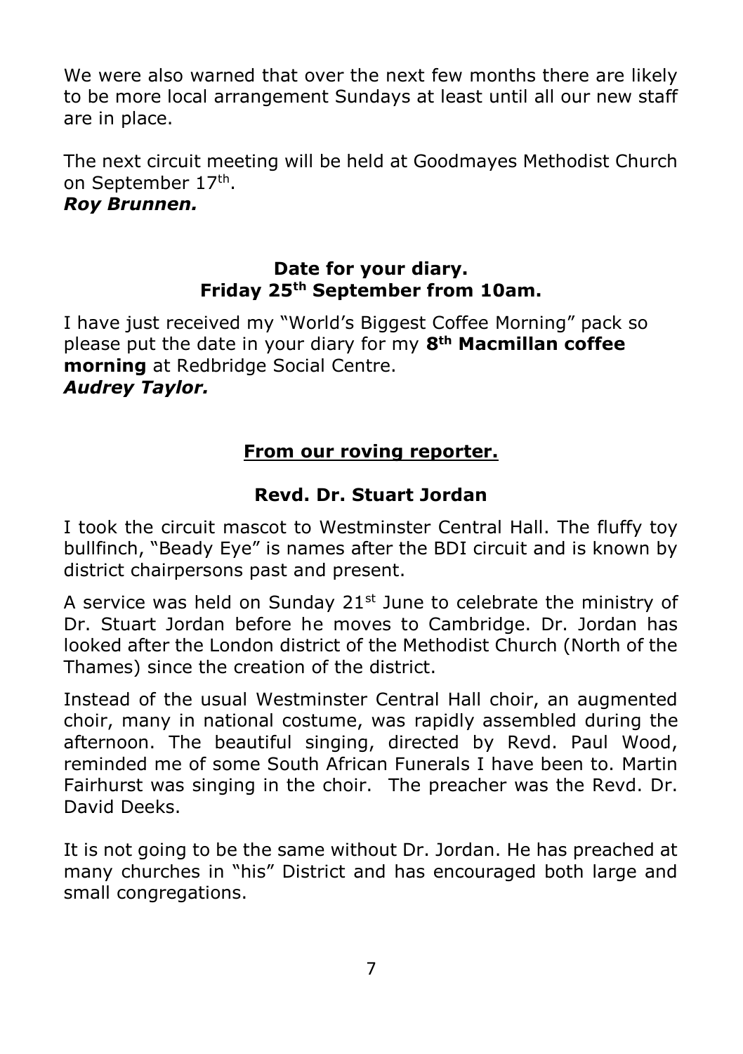We were also warned that over the next few months there are likely to be more local arrangement Sundays at least until all our new staff are in place.

The next circuit meeting will be held at Goodmayes Methodist Church on September 17th.

***Roy Brunnen.***

**Date for your diary.**
**Friday 25th September from 10am.**

I have just received my "World's Biggest Coffee Morning" pack so please put the date in your diary for my **8th Macmillan coffee morning** at Redbridge Social Centre.

***Audrey Taylor.***

## From our roving reporter.

### Revd. Dr. Stuart Jordan

I took the circuit mascot to Westminster Central Hall. The fluffy toy bullfinch, "Beady Eye" is names after the BDI circuit and is known by district chairpersons past and present.

A service was held on Sunday 21st June to celebrate the ministry of Dr. Stuart Jordan before he moves to Cambridge. Dr. Jordan has looked after the London district of the Methodist Church (North of the Thames) since the creation of the district.

Instead of the usual Westminster Central Hall choir, an augmented choir, many in national costume, was rapidly assembled during the afternoon. The beautiful singing, directed by Revd. Paul Wood, reminded me of some South African Funerals I have been to. Martin Fairhurst was singing in the choir. The preacher was the Revd. Dr. David Deeks.

It is not going to be the same without Dr. Jordan. He has preached at many churches in "his" District and has encouraged both large and small congregations.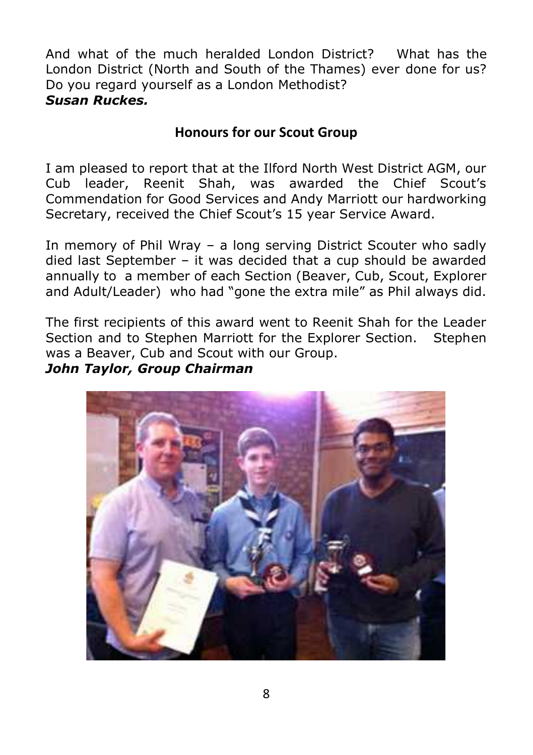And what of the much heralded London District? What has the London District (North and South of the Thames) ever done for us? Do you regard yourself as a London Methodist?
***Susan Ruckes.***

## Honours for our Scout Group

I am pleased to report that at the Ilford North West District AGM, our Cub leader, Reenit Shah, was awarded the Chief Scout's Commendation for Good Services and Andy Marriott our hardworking Secretary, received the Chief Scout's 15 year Service Award.

In memory of Phil Wray – a long serving District Scouter who sadly died last September – it was decided that a cup should be awarded annually to a member of each Section (Beaver, Cub, Scout, Explorer and Adult/Leader) who had "gone the extra mile" as Phil always did.

The first recipients of this award went to Reenit Shah for the Leader Section and to Stephen Marriott for the Explorer Section. Stephen was a Beaver, Cub and Scout with our Group.
***John Taylor, Group Chairman***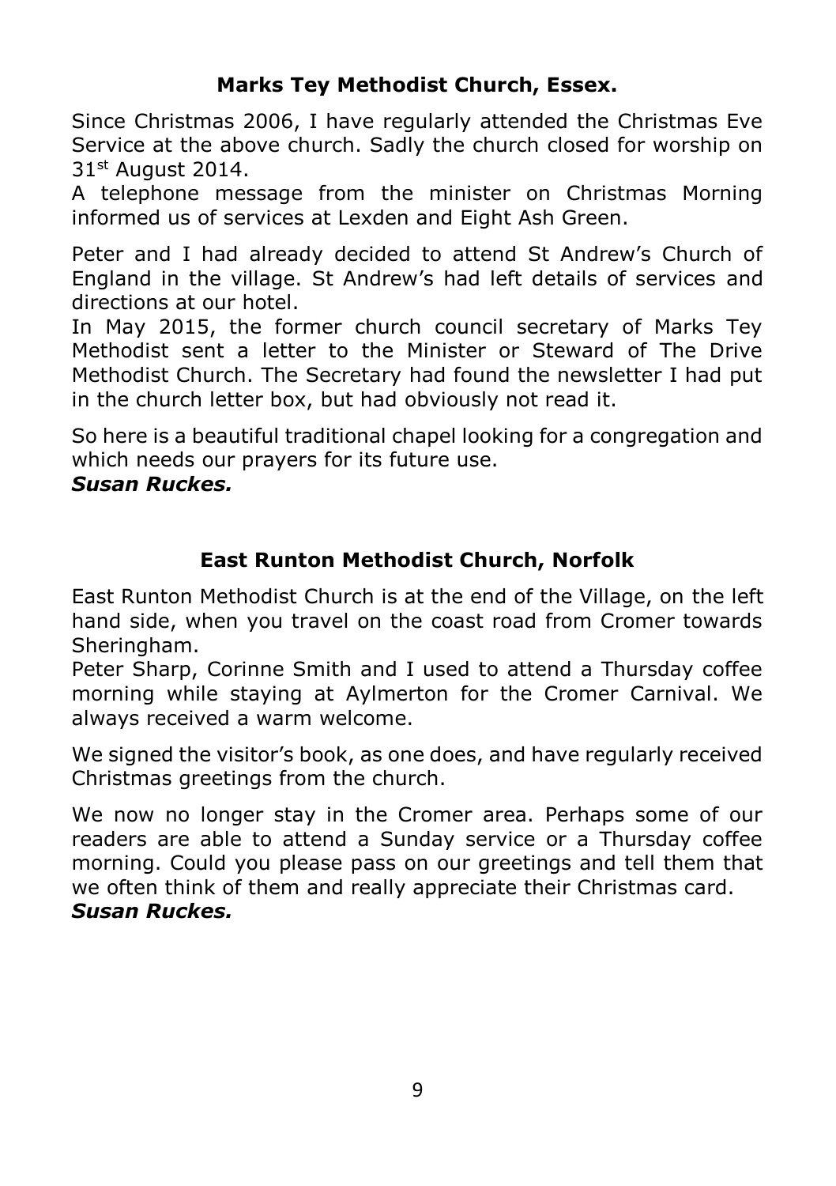## Marks Tey Methodist Church, Essex.

Since Christmas 2006, I have regularly attended the Christmas Eve Service at the above church. Sadly the church closed for worship on 31st August 2014.

A telephone message from the minister on Christmas Morning informed us of services at Lexden and Eight Ash Green.

Peter and I had already decided to attend St Andrew's Church of England in the village. St Andrew's had left details of services and directions at our hotel.

In May 2015, the former church council secretary of Marks Tey Methodist sent a letter to the Minister or Steward of The Drive Methodist Church. The Secretary had found the newsletter I had put in the church letter box, but had obviously not read it.

So here is a beautiful traditional chapel looking for a congregation and which needs our prayers for its future use.

***Susan Ruckes.***

## East Runton Methodist Church, Norfolk

East Runton Methodist Church is at the end of the Village, on the left hand side, when you travel on the coast road from Cromer towards Sheringham.

Peter Sharp, Corinne Smith and I used to attend a Thursday coffee morning while staying at Aylmerton for the Cromer Carnival. We always received a warm welcome.

We signed the visitor's book, as one does, and have regularly received Christmas greetings from the church.

We now no longer stay in the Cromer area. Perhaps some of our readers are able to attend a Sunday service or a Thursday coffee morning. Could you please pass on our greetings and tell them that we often think of them and really appreciate their Christmas card.

***Susan Ruckes.***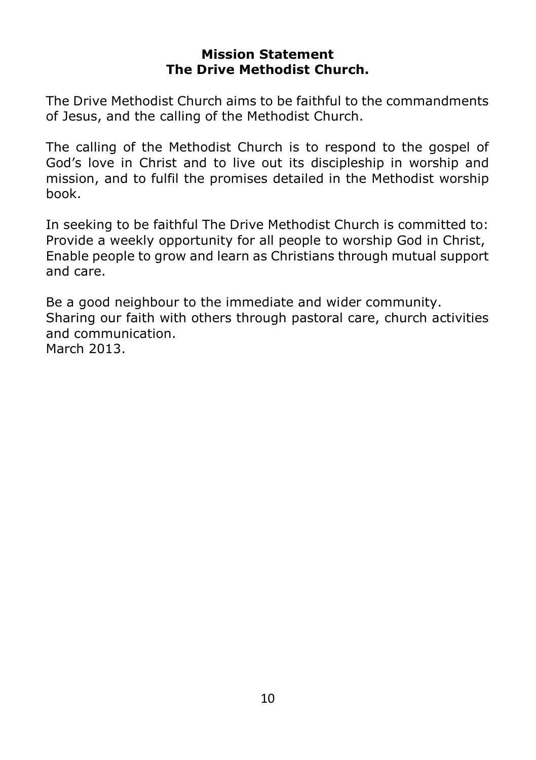**Mission Statement**
**The Drive Methodist Church.**

The Drive Methodist Church aims to be faithful to the commandments of Jesus, and the calling of the Methodist Church.

The calling of the Methodist Church is to respond to the gospel of God's love in Christ and to live out its discipleship in worship and mission, and to fulfil the promises detailed in the Methodist worship book.

In seeking to be faithful The Drive Methodist Church is committed to:
Provide a weekly opportunity for all people to worship God in Christ,
Enable people to grow and learn as Christians through mutual support and care.

Be a good neighbour to the immediate and wider community.
Sharing our faith with others through pastoral care, church activities and communication.
March 2013.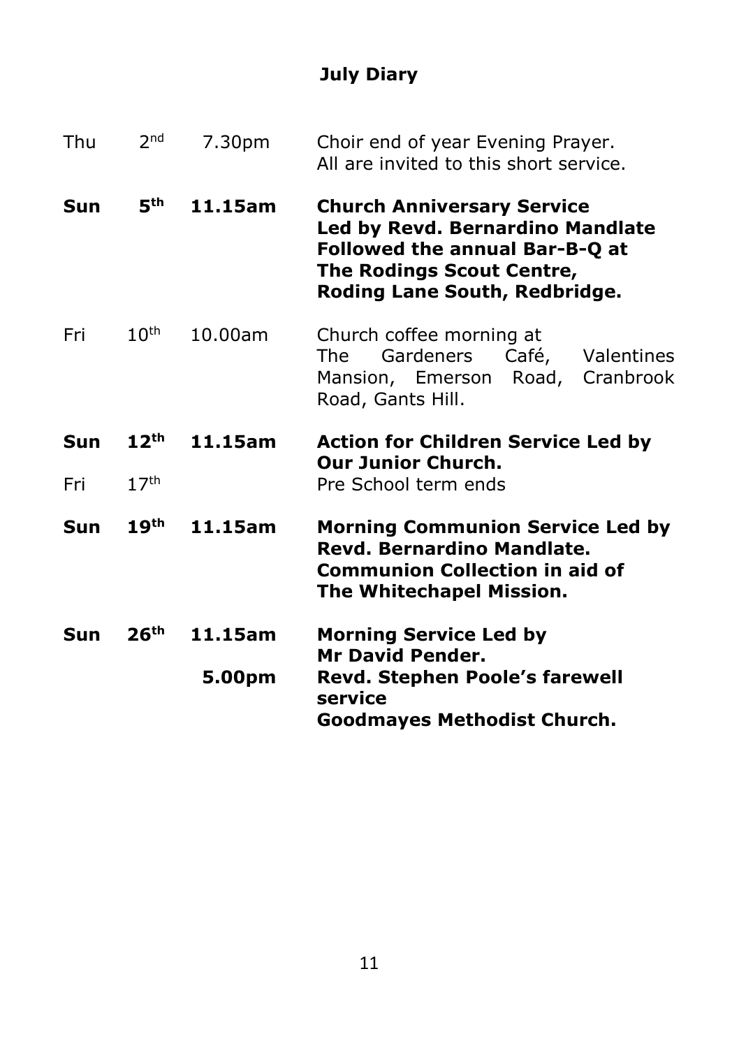## July Diary

| | | | |
|---|---|---|---|
| Thu | 2nd | 7.30pm | Choir end of year Evening Prayer. All are invited to this short service. |
| **Sun** | **5th** | **11.15am** | **Church Anniversary Service Led by Revd. Bernardino Mandlate Followed the annual Bar-B-Q at The Rodings Scout Centre, Roding Lane South, Redbridge.** |
| Fri | 10th | 10.00am | Church coffee morning at The Gardeners Café, Valentines Mansion, Emerson Road, Cranbrook Road, Gants Hill. |
| **Sun** | **12th** | **11.15am** | **Action for Children Service Led by Our Junior Church.** |
| Fri | 17th | | Pre School term ends |
| **Sun** | **19th** | **11.15am** | **Morning Communion Service Led by Revd. Bernardino Mandlate. Communion Collection in aid of The Whitechapel Mission.** |
| **Sun** | **26th** | **11.15am** | **Morning Service Led by Mr David Pender.** |
| | | **5.00pm** | **Revd. Stephen Poole's farewell service Goodmayes Methodist Church.** |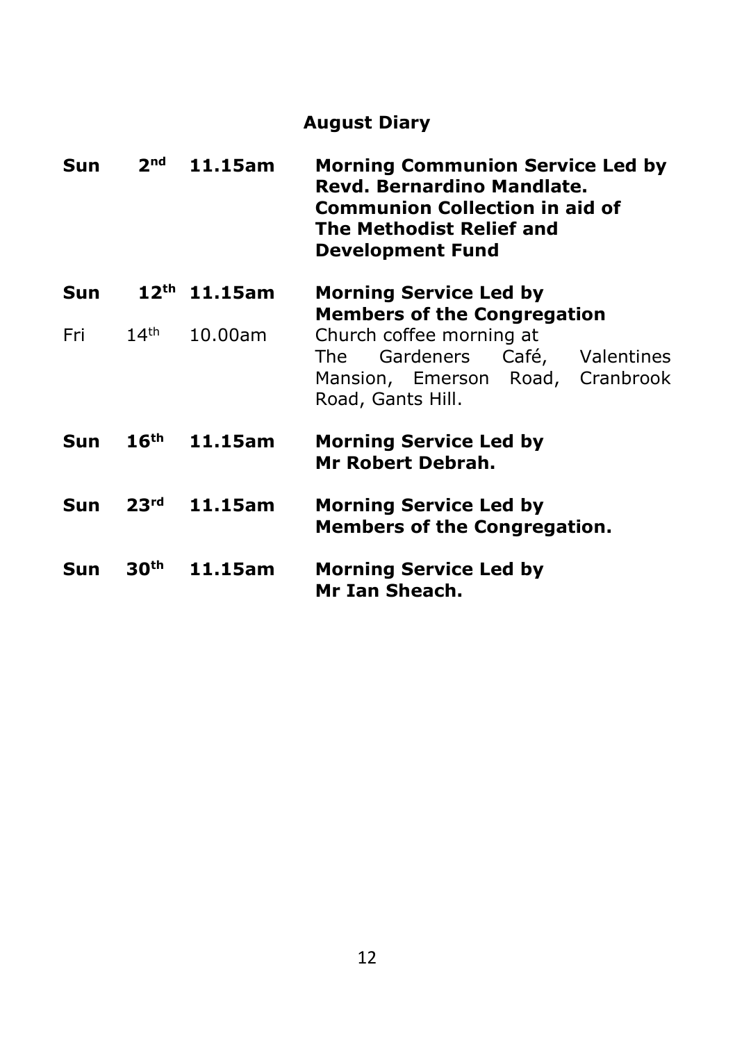## August Diary

| | | | |
|---|---|---|---|
| **Sun** | **2nd** | **11.15am** | **Morning Communion Service Led by Revd. Bernardino Mandlate. Communion Collection in aid of The Methodist Relief and Development Fund** |
| **Sun** | **12th** | **11.15am** | **Morning Service Led by Members of the Congregation** |
| Fri | 14th | 10.00am | Church coffee morning at The Gardeners Café, Valentines Mansion, Emerson Road, Cranbrook Road, Gants Hill. |
| **Sun** | **16th** | **11.15am** | **Morning Service Led by Mr Robert Debrah.** |
| **Sun** | **23rd** | **11.15am** | **Morning Service Led by Members of the Congregation.** |
| **Sun** | **30th** | **11.15am** | **Morning Service Led by Mr Ian Sheach.** |